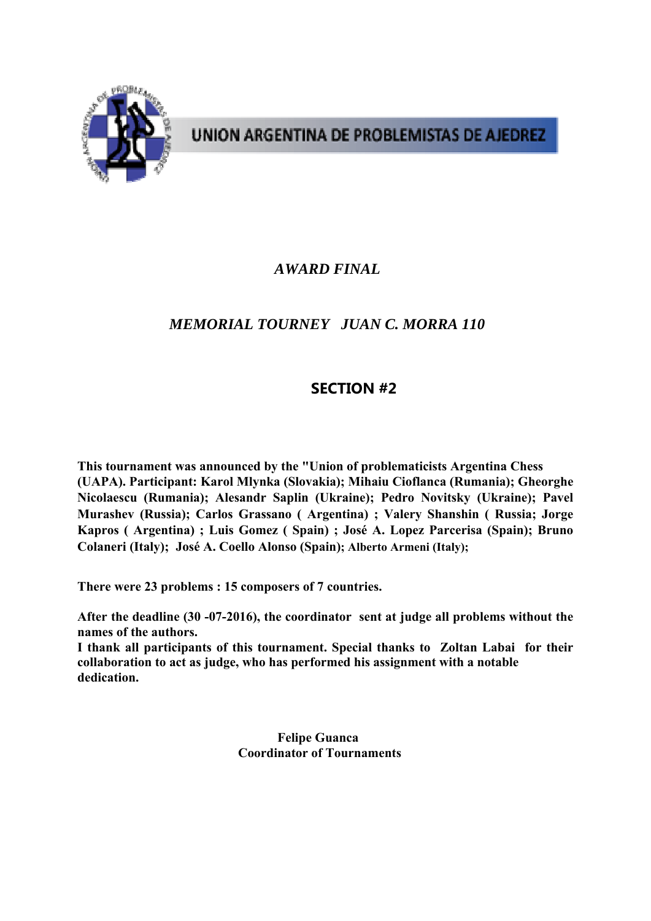UNION ARGENTINA DE PROBLEMISTAS DE AJEDREZ

# *AWARD FINAL*

## *MEMORIAL TOURNEY JUAN C. MORRA 110*

## SECTION #2

**This tournament was announced by the "Union of problematicists Argentina Chess (UAPA). Participant: Karol Mlynka (Slovakia); Mihaiu Cioflanca (Rumania); Gheorghe Nicolaescu (Rumania); Alesandr Saplin (Ukraine); Pedro Novitsky (Ukraine); Pavel Murashev (Russia); Carlos Grassano ( Argentina) ; Valery Shanshin ( Russia; Jorge Kapros ( Argentina) ; Luis Gomez ( Spain) ; José A. Lopez Parcerisa (Spain); Bruno Colaneri (Italy); José A. Coello Alonso (Spain); Alberto Armeni (Italy);**

**There were 23 problems : 15 composers of 7 countries.**

**After the deadline (30 -07-2016), the coordinator sent at judge all problems without the names of the authors.**
**I thank all participants of this tournament. Special thanks to Zoltan Labai for their collaboration to act as judge, who has performed his assignment with a notable dedication.**

**Felipe Guanca**
**Coordinator of Tournaments**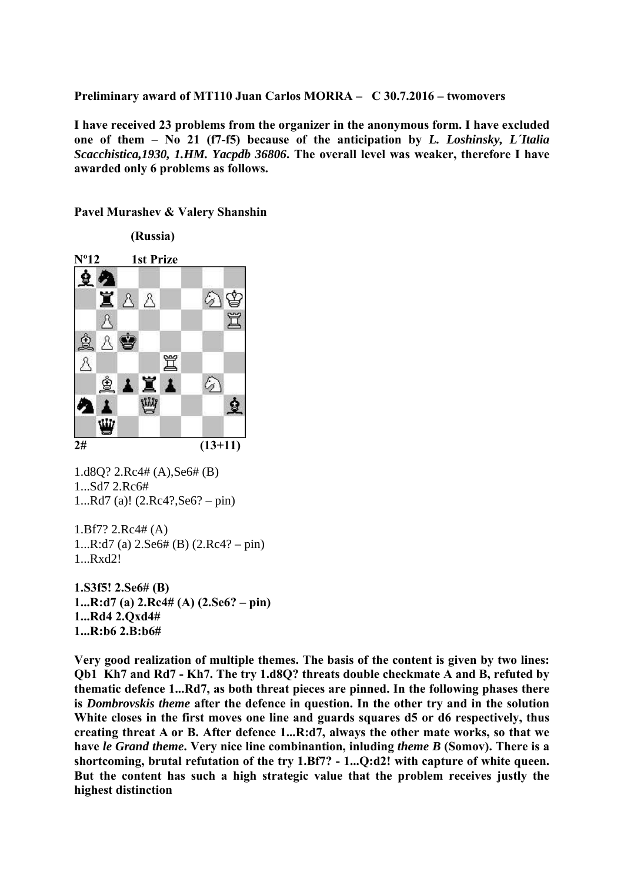**Preliminary award of MT110 Juan Carlos MORRA – C 30.7.2016 – twomovers**

**I have received 23 problems from the organizer in the anonymous form. I have excluded one of them – No 21 (f7-f5) because of the anticipation by *L. Loshinsky, L´Italia Scacchistica,1930, 1.HM. Yacpdb 36806*. The overall level was weaker, therefore I have awarded only 6 problems as follows.**

**Pavel Murashev & Valery Shanshin**

**(Russia)**

**Nº12 1st Prize**

**2# (13+11)**

1.d8Q? 2.Rc4# (A),Se6# (B)
1...Sd7 2.Rc6#
1...Rd7 (a)! (2.Rc4?,Se6? – pin)

1.Bf7? 2.Rc4# (A)
1...R:d7 (a) 2.Se6# (B) (2.Rc4? – pin)
1...Rxd2!

**1.S3f5! 2.Se6# (B)**
**1...R:d7 (a) 2.Rc4# (A) (2.Se6? – pin)**
**1...Rd4 2.Qxd4#**
**1...R:b6 2.B:b6#**

**Very good realization of multiple themes. The basis of the content is given by two lines: Qb1 Kh7 and Rd7 - Kh7. The try 1.d8Q? threats double checkmate A and B, refuted by thematic defence 1...Rd7, as both threat pieces are pinned. In the following phases there is *Dombrovskis theme* after the defence in question. In the other try and in the solution White closes in the first moves one line and guards squares d5 or d6 respectively, thus creating threat A or B. After defence 1...R:d7, always the other mate works, so that we have *le Grand theme*. Very nice line combinantion, inluding *theme B* (Somov). There is a shortcoming, brutal refutation of the try 1.Bf7? - 1...Q:d2! with capture of white queen. But the content has such a high strategic value that the problem receives justly the highest distinction**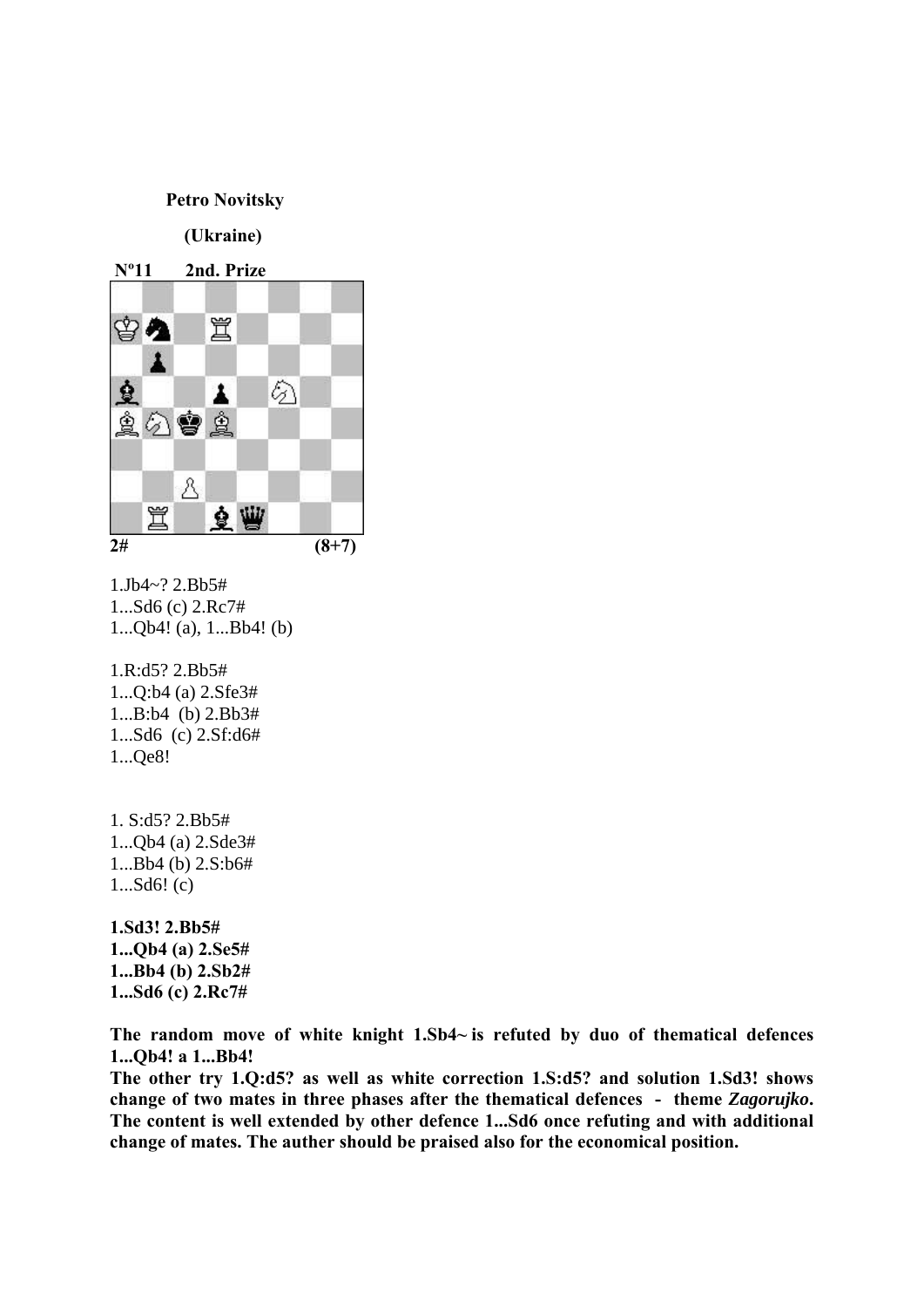**Petro Novitsky**

**(Ukraine)**

**Nº11 2nd. Prize**

**2#** **(8+7)**

1.Jb4~? 2.Bb5#
1...Sd6 (c) 2.Rc7#
1...Qb4! (a), 1...Bb4! (b)

1.R:d5? 2.Bb5#
1...Q:b4 (a) 2.Sfe3#
1...B:b4 (b) 2.Bb3#
1...Sd6 (c) 2.Sf:d6#
1...Qe8!

1. S:d5? 2.Bb5#
1...Qb4 (a) 2.Sde3#
1...Bb4 (b) 2.S:b6#
1...Sd6! (c)

**1.Sd3! 2.Bb5#**
**1...Qb4 (a) 2.Se5#**
**1...Bb4 (b) 2.Sb2#**
**1...Sd6 (c) 2.Rc7#**

**The random move of white knight 1.Sb4~ is refuted by duo of thematical defences 1...Qb4! a 1...Bb4!**
**The other try 1.Q:d5? as well as white correction 1.S:d5? and solution 1.Sd3! shows change of two mates in three phases after the thematical defences - theme *Zagorujko*. The content is well extended by other defence 1...Sd6 once refuting and with additional change of mates. The auther should be praised also for the economical position.**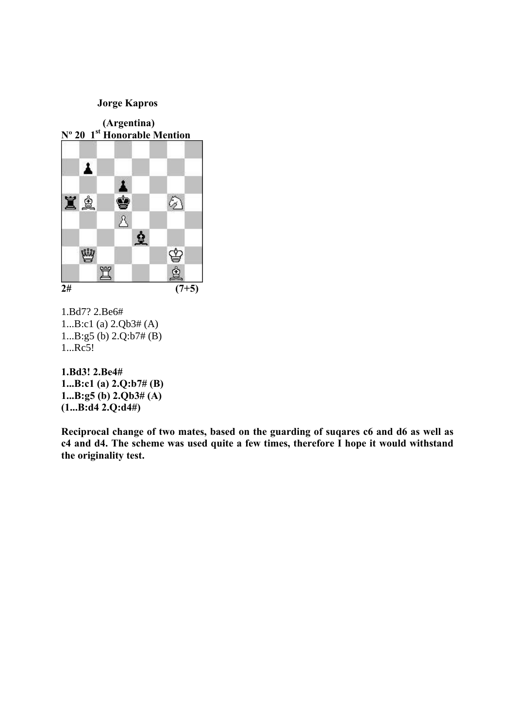**Jorge Kapros**

**(Argentina)**

**Nº 20 1st Honorable Mention**

**2#** **(7+5)**

1.Bd7? 2.Be6#
1...B:c1 (a) 2.Qb3# (A)
1...B:g5 (b) 2.Q:b7# (B)
1...Rc5!

**1.Bd3! 2.Be4#**
**1...B:c1 (a) 2.Q:b7# (B)**
**1...B:g5 (b) 2.Qb3# (A)**
**(1...B:d4 2.Q:d4#)**

**Reciprocal change of two mates, based on the guarding of suqares c6 and d6 as well as c4 and d4. The scheme was used quite a few times, therefore I hope it would withstand the originality test.**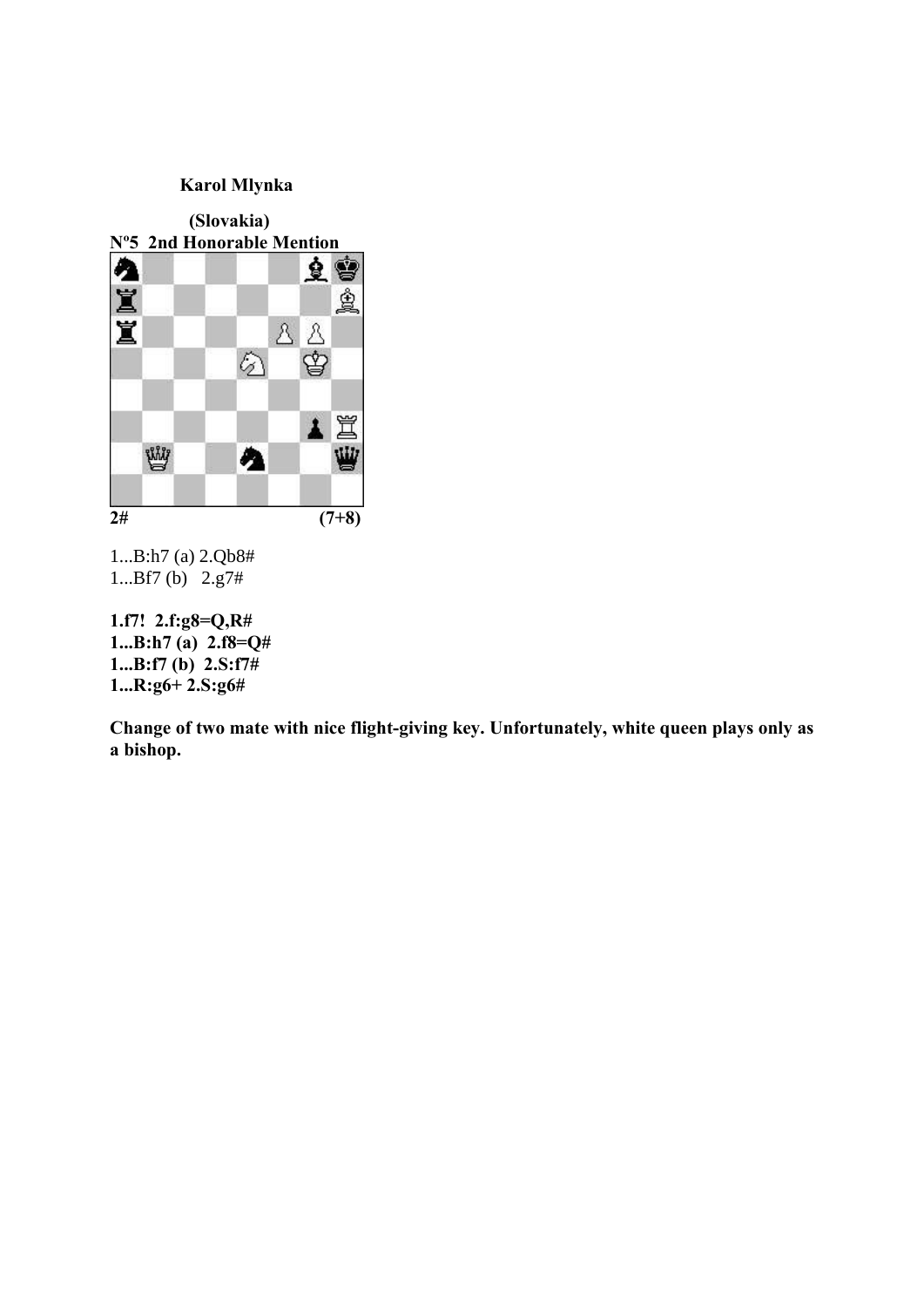**Karol Mlynka**

**(Slovakia)**

**Nº5 2nd Honorable Mention**

**2#** **(7+8)**

1...B:h7 (a) 2.Qb8#
1...Bf7 (b) 2.g7#

**1.f7! 2.f:g8=Q,R#**
**1...B:h7 (a) 2.f8=Q#**
**1...B:f7 (b) 2.S:f7#**
**1...R:g6+ 2.S:g6#**

**Change of two mate with nice flight-giving key. Unfortunately, white queen plays only as a bishop.**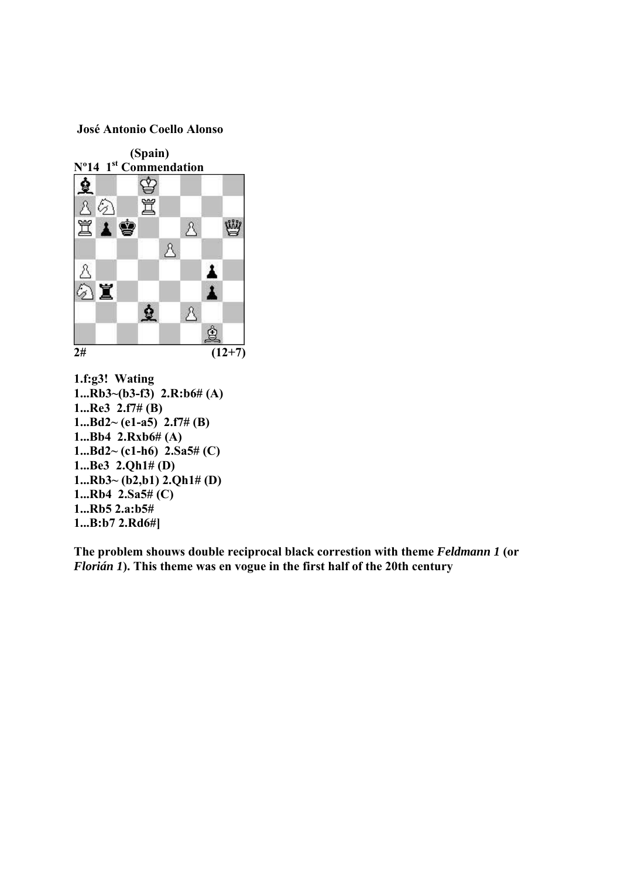**José Antonio Coello Alonso**

**(Spain)**

**Nº14 1st Commendation**

**2#** **(12+7)**

**1.f:g3! Wating**

**1...Rb3~(b3-f3) 2.R:b6# (A)**

**1...Re3 2.f7# (B)**

**1...Bd2~ (e1-a5) 2.f7# (B)**

**1...Bb4 2.Rxb6# (A)**

**1...Bd2~ (c1-h6) 2.Sa5# (C)**

**1...Be3 2.Qh1# (D)**

**1...Rb3~ (b2,b1) 2.Qh1# (D)**

**1...Rb4 2.Sa5# (C)**

**1...Rb5 2.a:b5#**

**1...B:b7 2.Rd6#]**

**The problem shouws double reciprocal black correstion with theme *Feldmann 1* (or *Florián 1*). This theme was en vogue in the first half of the 20th century**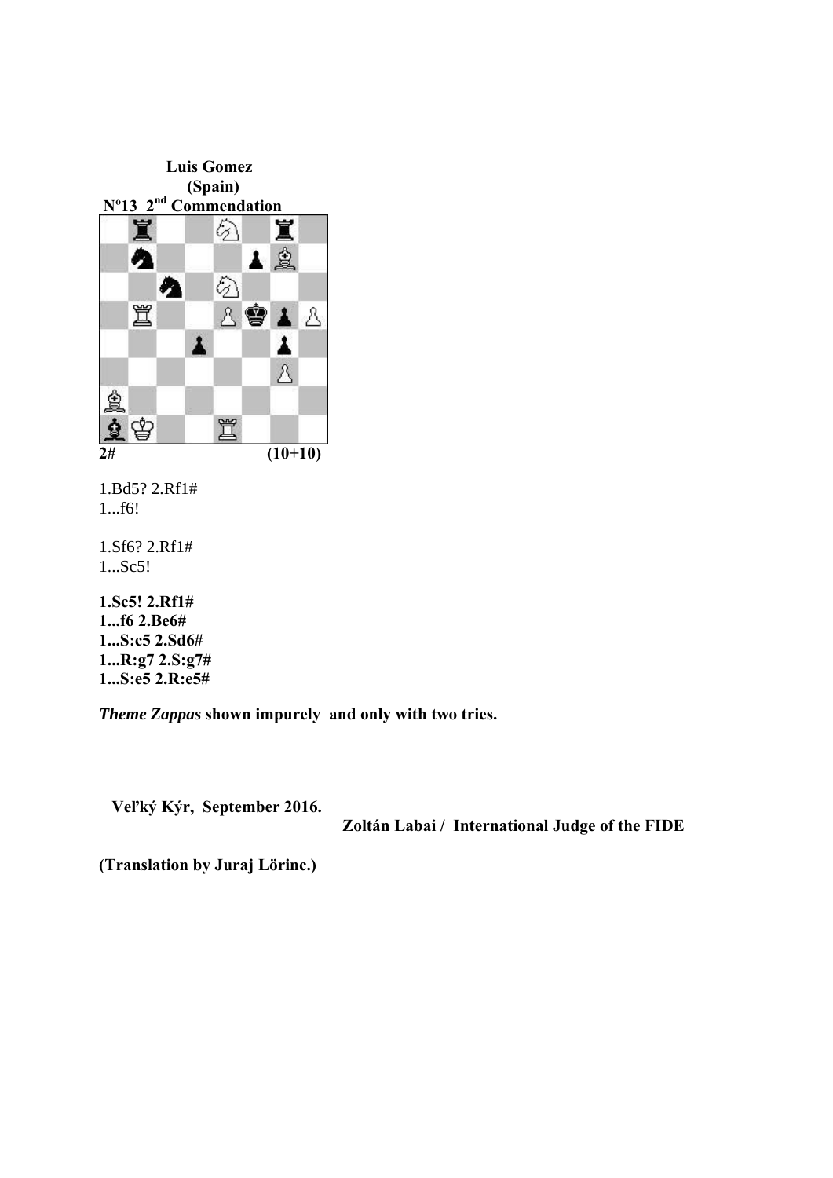**Luis Gomez**
**(Spain)**
**Nº13 2nd Commendation**

**2#** **(10+10)**

1.Bd5? 2.Rf1#
1...f6!

1.Sf6? 2.Rf1#
1...Sc5!

**1.Sc5! 2.Rf1#**
**1...f6 2.Be6#**
**1...S:c5 2.Sd6#**
**1...R:g7 2.S:g7#**
**1...S:e5 2.R:e5#**

***Theme Zappas*** **shown impurely and only with two tries.**

**Veľký Kýr, September 2016.**

**Zoltán Labai / International Judge of the FIDE**

**(Translation by Juraj Lörinc.)**